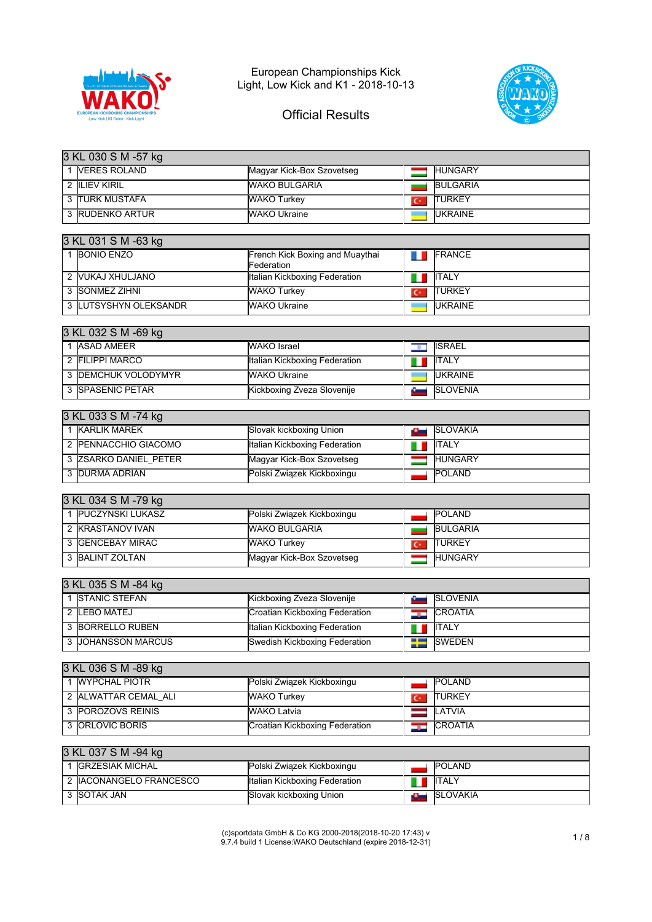European Championships Kick Light, Low Kick and K1 - 2018-10-13

## Official Results

| 3 KL 030 S M -57 kg | | | |
|---|---|---|---|
| 1 | VERES ROLAND | Magyar Kick-Box Szovetseg | HUNGARY |
| 2 | ILIEV KIRIL | WAKO BULGARIA | BULGARIA |
| 3 | TURK MUSTAFA | WAKO Turkey | TURKEY |
| 3 | RUDENKO ARTUR | WAKO Ukraine | UKRAINE |

| 3 KL 031 S M -63 kg | | | |
|---|---|---|---|
| 1 | BONIO ENZO | French Kick Boxing and Muaythai Federation | FRANCE |
| 2 | VUKAJ XHULJANO | Italian Kickboxing Federation | ITALY |
| 3 | SONMEZ ZIHNI | WAKO Turkey | TURKEY |
| 3 | LUTSYSHYN OLEKSANDR | WAKO Ukraine | UKRAINE |

| 3 KL 032 S M -69 kg | | | |
|---|---|---|---|
| 1 | ASAD AMEER | WAKO Israel | ISRAEL |
| 2 | FILIPPI MARCO | Italian Kickboxing Federation | ITALY |
| 3 | DEMCHUK VOLODYMYR | WAKO Ukraine | UKRAINE |
| 3 | SPASENIC PETAR | Kickboxing Zveza Slovenije | SLOVENIA |

| 3 KL 033 S M -74 kg | | | |
|---|---|---|---|
| 1 | KARLIK MAREK | Slovak kickboxing Union | SLOVAKIA |
| 2 | PENNACCHIO GIACOMO | Italian Kickboxing Federation | ITALY |
| 3 | ZSARKO DANIEL_PETER | Magyar Kick-Box Szovetseg | HUNGARY |
| 3 | DURMA ADRIAN | Polski Związek Kickboxingu | POLAND |

| 3 KL 034 S M -79 kg | | | |
|---|---|---|---|
| 1 | PUCZYNSKI LUKASZ | Polski Związek Kickboxingu | POLAND |
| 2 | KRASTANOV IVAN | WAKO BULGARIA | BULGARIA |
| 3 | GENCEBAY MIRAC | WAKO Turkey | TURKEY |
| 3 | BALINT ZOLTAN | Magyar Kick-Box Szovetseg | HUNGARY |

| 3 KL 035 S M -84 kg | | | |
|---|---|---|---|
| 1 | STANIC STEFAN | Kickboxing Zveza Slovenije | SLOVENIA |
| 2 | LEBO MATEJ | Croatian Kickboxing Federation | CROATIA |
| 3 | BORRELLO RUBEN | Italian Kickboxing Federation | ITALY |
| 3 | JOHANSSON MARCUS | Swedish Kickboxing Federation | SWEDEN |

| 3 KL 036 S M -89 kg | | | |
|---|---|---|---|
| 1 | WYPCHAL PIOTR | Polski Związek Kickboxingu | POLAND |
| 2 | ALWATTAR CEMAL_ALI | WAKO Turkey | TURKEY |
| 3 | POROZOVS REINIS | WAKO Latvia | LATVIA |
| 3 | ORLOVIC BORIS | Croatian Kickboxing Federation | CROATIA |

| 3 KL 037 S M -94 kg | | | |
|---|---|---|---|
| 1 | GRZESIAK MICHAL | Polski Związek Kickboxingu | POLAND |
| 2 | IACONANGELO FRANCESCO | Italian Kickboxing Federation | ITALY |
| 3 | SOTAK JAN | Slovak kickboxing Union | SLOVAKIA |

(c)sportdata GmbH & Co KG 2000-2018(2018-10-20 17:43) v 9.7.4 build 1 License:WAKO Deutschland (expire 2018-12-31)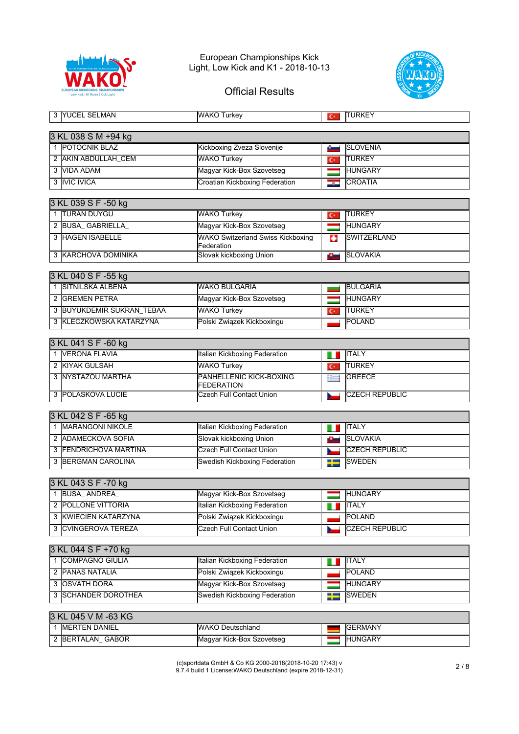European Championships Kick Light, Low Kick and K1 - 2018-10-13

Official Results

| | | | |
|---|---|---|---|
| 3 | YUCEL SELMAN | WAKO Turkey | TURKEY |

## 3 KL 038 S M +94 kg

| | | | |
|---|---|---|---|
| 1 | POTOCNIK BLAZ | Kickboxing Zveza Slovenije | SLOVENIA |
| 2 | AKIN ABDULLAH_CEM | WAKO Turkey | TURKEY |
| 3 | VIDA ADAM | Magyar Kick-Box Szovetseg | HUNGARY |
| 3 | IVIC IVICA | Croatian Kickboxing Federation | CROATIA |

## 3 KL 039 S F -50 kg

| | | | |
|---|---|---|---|
| 1 | TURAN DUYGU | WAKO Turkey | TURKEY |
| 2 | BUSA_ GABRIELLA_ | Magyar Kick-Box Szovetseg | HUNGARY |
| 3 | HAGEN ISABELLE | WAKO Switzerland Swiss Kickboxing Federation | SWITZERLAND |
| 3 | KARCHOVA DOMINIKA | Slovak kickboxing Union | SLOVAKIA |

## 3 KL 040 S F -55 kg

| | | | |
|---|---|---|---|
| 1 | SITNILSKA ALBENA | WAKO BULGARIA | BULGARIA |
| 2 | GREMEN PETRA | Magyar Kick-Box Szovetseg | HUNGARY |
| 3 | BUYUKDEMIR SUKRAN_TEBAA | WAKO Turkey | TURKEY |
| 3 | KLECZKOWSKA KATARZYNA | Polski Związek Kickboxingu | POLAND |

## 3 KL 041 S F -60 kg

| | | | |
|---|---|---|---|
| 1 | VERONA FLAVIA | Italian Kickboxing Federation | ITALY |
| 2 | KIYAK GULSAH | WAKO Turkey | TURKEY |
| 3 | NYSTAZOU MARTHA | PANHELLENIC KICK-BOXING FEDERATION | GREECE |
| 3 | POLASKOVA LUCIE | Czech Full Contact Union | CZECH REPUBLIC |

## 3 KL 042 S F -65 kg

| | | | |
|---|---|---|---|
| 1 | MARANGONI NIKOLE | Italian Kickboxing Federation | ITALY |
| 2 | ADAMECKOVA SOFIA | Slovak kickboxing Union | SLOVAKIA |
| 3 | FENDRICHOVA MARTINA | Czech Full Contact Union | CZECH REPUBLIC |
| 3 | BERGMAN CAROLINA | Swedish Kickboxing Federation | SWEDEN |

## 3 KL 043 S F -70 kg

| | | | |
|---|---|---|---|
| 1 | BUSA_ ANDREA_ | Magyar Kick-Box Szovetseg | HUNGARY |
| 2 | POLLONE VITTORIA | Italian Kickboxing Federation | ITALY |
| 3 | KWIECIEN KATARZYNA | Polski Związek Kickboxingu | POLAND |
| 3 | CVINGEROVA TEREZA | Czech Full Contact Union | CZECH REPUBLIC |

## 3 KL 044 S F +70 kg

| | | | |
|---|---|---|---|
| 1 | COMPAGNO GIULIA | Italian Kickboxing Federation | ITALY |
| 2 | PANAS NATALIA | Polski Związek Kickboxingu | POLAND |
| 3 | OSVATH DORA | Magyar Kick-Box Szovetseg | HUNGARY |
| 3 | SCHANDER DOROTHEA | Swedish Kickboxing Federation | SWEDEN |

## 3 KL 045 V M -63 KG

| | | | |
|---|---|---|---|
| 1 | MERTEN DANIEL | WAKO Deutschland | GERMANY |
| 2 | BERTALAN_ GABOR | Magyar Kick-Box Szovetseg | HUNGARY |

(c)sportdata GmbH & Co KG 2000-2018(2018-10-20 17:43) v 9.7.4 build 1 License:WAKO Deutschland (expire 2018-12-31)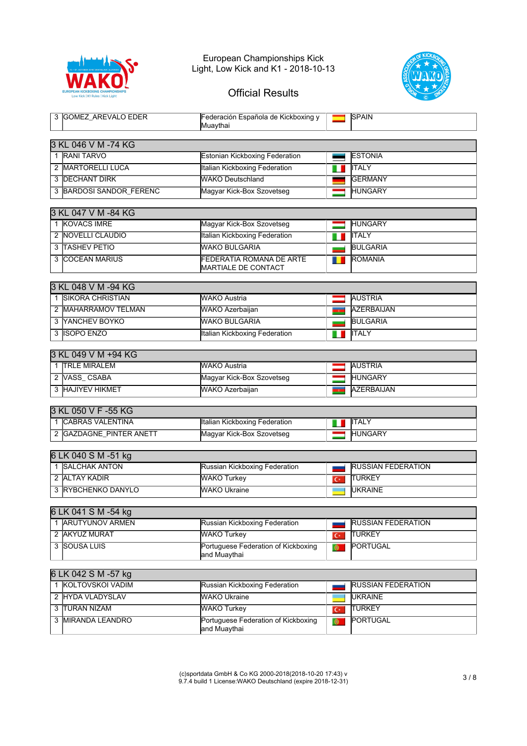# European Championships Kick Light, Low Kick and K1 - 2018-10-13

## Official Results

| 3 | GOMEZ_AREVALO EDER | Federación Española de Kickboxing y Muaythai | SPAIN |
|---|---|---|---|

### 3 KL 046 V M -74 KG

| | | | |
|---|---|---|---|
| 1 | RANI TARVO | Estonian Kickboxing Federation | ESTONIA |
| 2 | MARTORELLI LUCA | Italian Kickboxing Federation | ITALY |
| 3 | DECHANT DIRK | WAKO Deutschland | GERMANY |
| 3 | BARDOSI SANDOR_FERENC | Magyar Kick-Box Szovetseg | HUNGARY |

### 3 KL 047 V M -84 KG

| | | | |
|---|---|---|---|
| 1 | KOVACS IMRE | Magyar Kick-Box Szovetseg | HUNGARY |
| 2 | NOVELLI CLAUDIO | Italian Kickboxing Federation | ITALY |
| 3 | TASHEV PETIO | WAKO BULGARIA | BULGARIA |
| 3 | COCEAN MARIUS | FEDERATIA ROMANA DE ARTE MARTIALE DE CONTACT | ROMANIA |

### 3 KL 048 V M -94 KG

| | | | |
|---|---|---|---|
| 1 | SIKORA CHRISTIAN | WAKO Austria | AUSTRIA |
| 2 | MAHARRAMOV TELMAN | WAKO Azerbaijan | AZERBAIJAN |
| 3 | YANCHEV BOYKO | WAKO BULGARIA | BULGARIA |
| 3 | ISOPO ENZO | Italian Kickboxing Federation | ITALY |

### 3 KL 049 V M +94 KG

| | | | |
|---|---|---|---|
| 1 | TRLE MIRALEM | WAKO Austria | AUSTRIA |
| 2 | VASS_ CSABA | Magyar Kick-Box Szovetseg | HUNGARY |
| 3 | HAJIYEV HIKMET | WAKO Azerbaijan | AZERBAIJAN |

### 3 KL 050 V F -55 KG

| | | | |
|---|---|---|---|
| 1 | CABRAS VALENTINA | Italian Kickboxing Federation | ITALY |
| 2 | GAZDAGNE_PINTER ANETT | Magyar Kick-Box Szovetseg | HUNGARY |

### 6 LK 040 S M -51 kg

| | | | |
|---|---|---|---|
| 1 | SALCHAK ANTON | Russian Kickboxing Federation | RUSSIAN FEDERATION |
| 2 | ALTAY KADIR | WAKO Turkey | TURKEY |
| 3 | RYBCHENKO DANYLO | WAKO Ukraine | UKRAINE |

### 6 LK 041 S M -54 kg

| | | | |
|---|---|---|---|
| 1 | ARUTYUNOV ARMEN | Russian Kickboxing Federation | RUSSIAN FEDERATION |
| 2 | AKYUZ MURAT | WAKO Turkey | TURKEY |
| 3 | SOUSA LUIS | Portuguese Federation of Kickboxing and Muaythai | PORTUGAL |

### 6 LK 042 S M -57 kg

| | | | |
|---|---|---|---|
| 1 | KOLTOVSKOI VADIM | Russian Kickboxing Federation | RUSSIAN FEDERATION |
| 2 | HYDA VLADYSLAV | WAKO Ukraine | UKRAINE |
| 3 | TURAN NIZAM | WAKO Turkey | TURKEY |
| 3 | MIRANDA LEANDRO | Portuguese Federation of Kickboxing and Muaythai | PORTUGAL |

(c)sportdata GmbH & Co KG 2000-2018(2018-10-20 17:43) v 9.7.4 build 1 License:WAKO Deutschland (expire 2018-12-31)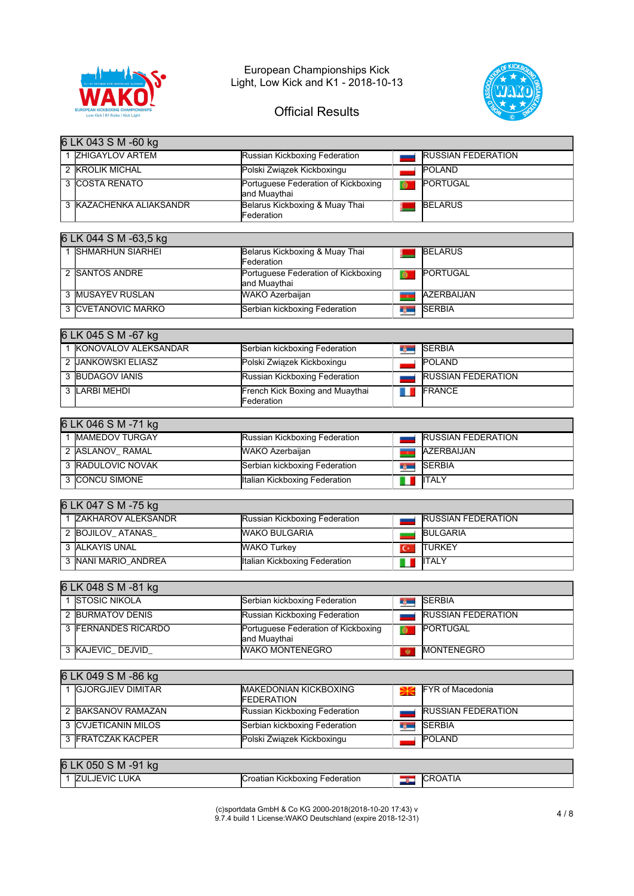European Championships Kick Light, Low Kick and K1 - 2018-10-13

Official Results

| 6 LK 043 S M -60 kg | | | |
|---|---|---|---|
| 1 | ZHIGAYLOV ARTEM | Russian Kickboxing Federation | RUSSIAN FEDERATION |
| 2 | KROLIK MICHAL | Polski Związek Kickboxingu | POLAND |
| 3 | COSTA RENATO | Portuguese Federation of Kickboxing and Muaythai | PORTUGAL |
| 3 | KAZACHENKA ALIAKSANDR | Belarus Kickboxing & Muay Thai Federation | BELARUS |

| 6 LK 044 S M -63,5 kg | | | |
|---|---|---|---|
| 1 | SHMARHUN SIARHEI | Belarus Kickboxing & Muay Thai Federation | BELARUS |
| 2 | SANTOS ANDRE | Portuguese Federation of Kickboxing and Muaythai | PORTUGAL |
| 3 | MUSAYEV RUSLAN | WAKO Azerbaijan | AZERBAIJAN |
| 3 | CVETANOVIC MARKO | Serbian kickboxing Federation | SERBIA |

| 6 LK 045 S M -67 kg | | | |
|---|---|---|---|
| 1 | KONOVALOV ALEKSANDAR | Serbian kickboxing Federation | SERBIA |
| 2 | JANKOWSKI ELIASZ | Polski Związek Kickboxingu | POLAND |
| 3 | BUDAGOV IANIS | Russian Kickboxing Federation | RUSSIAN FEDERATION |
| 3 | LARBI MEHDI | French Kick Boxing and Muaythai Federation | FRANCE |

| 6 LK 046 S M -71 kg | | | |
|---|---|---|---|
| 1 | MAMEDOV TURGAY | Russian Kickboxing Federation | RUSSIAN FEDERATION |
| 2 | ASLANOV_ RAMAL | WAKO Azerbaijan | AZERBAIJAN |
| 3 | RADULOVIC NOVAK | Serbian kickboxing Federation | SERBIA |
| 3 | CONCU SIMONE | Italian Kickboxing Federation | ITALY |

| 6 LK 047 S M -75 kg | | | |
|---|---|---|---|
| 1 | ZAKHAROV ALEKSANDR | Russian Kickboxing Federation | RUSSIAN FEDERATION |
| 2 | BOJILOV_ ATANAS_ | WAKO BULGARIA | BULGARIA |
| 3 | ALKAYIS UNAL | WAKO Turkey | TURKEY |
| 3 | NANI MARIO_ANDREA | Italian Kickboxing Federation | ITALY |

| 6 LK 048 S M -81 kg | | | |
|---|---|---|---|
| 1 | STOSIC NIKOLA | Serbian kickboxing Federation | SERBIA |
| 2 | BURMATOV DENIS | Russian Kickboxing Federation | RUSSIAN FEDERATION |
| 3 | FERNANDES RICARDO | Portuguese Federation of Kickboxing and Muaythai | PORTUGAL |
| 3 | KAJEVIC_ DEJVID_ | WAKO MONTENEGRO | MONTENEGRO |

| 6 LK 049 S M -86 kg | | | |
|---|---|---|---|
| 1 | GJORGJIEV DIMITAR | MAKEDONIAN KICKBOXING FEDERATION | FYR of Macedonia |
| 2 | BAKSANOV RAMAZAN | Russian Kickboxing Federation | RUSSIAN FEDERATION |
| 3 | CVJETICANIN MILOS | Serbian kickboxing Federation | SERBIA |
| 3 | FRATCZAK KACPER | Polski Związek Kickboxingu | POLAND |

| 6 LK 050 S M -91 kg | | | |
|---|---|---|---|
| 1 | ZULJEVIC LUKA | Croatian Kickboxing Federation | CROATIA |

(c)sportdata GmbH & Co KG 2000-2018(2018-10-20 17:43) v 9.7.4 build 1 License:WAKO Deutschland (expire 2018-12-31)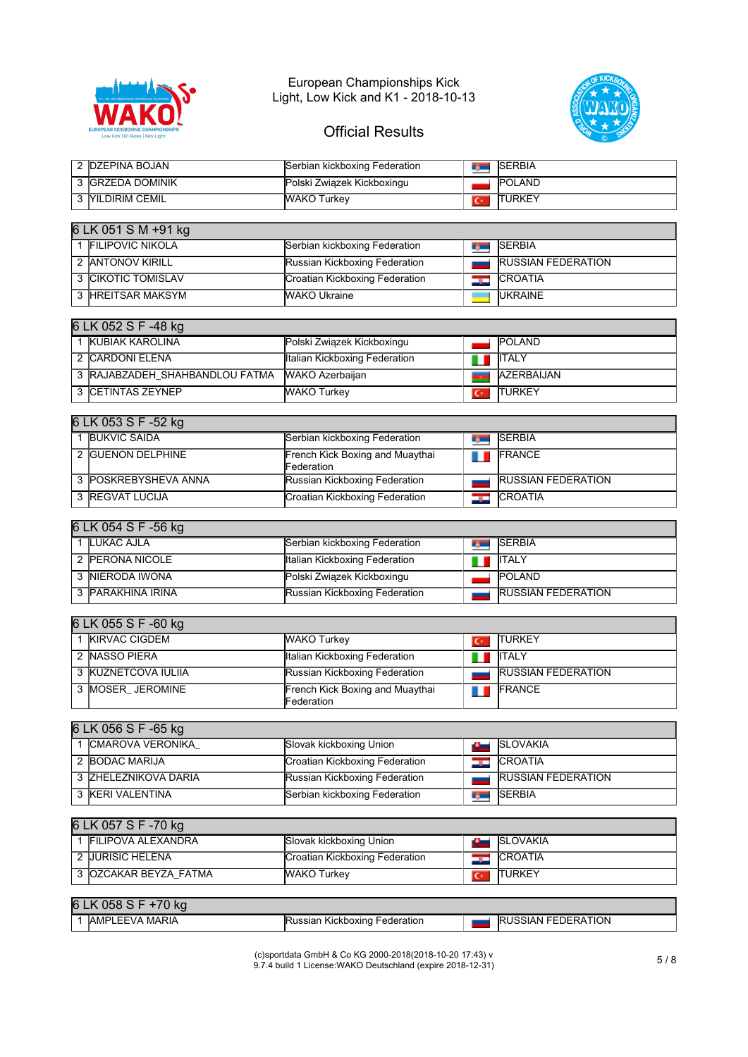European Championships Kick Light, Low Kick and K1 - 2018-10-13

Official Results

| | | | |
|---|---|---|---|
| 2 | DZEPINA BOJAN | Serbian kickboxing Federation | SERBIA |
| 3 | GRZEDA DOMINIK | Polski Związek Kickboxingu | POLAND |
| 3 | YILDIRIM CEMIL | WAKO Turkey | TURKEY |

| 6 LK 051 S M +91 kg | | | |
|---|---|---|---|
| 1 | FILIPOVIC NIKOLA | Serbian kickboxing Federation | SERBIA |
| 2 | ANTONOV KIRILL | Russian Kickboxing Federation | RUSSIAN FEDERATION |
| 3 | CIKOTIC TOMISLAV | Croatian Kickboxing Federation | CROATIA |
| 3 | HREITSAR MAKSYM | WAKO Ukraine | UKRAINE |

| 6 LK 052 S F -48 kg | | | |
|---|---|---|---|
| 1 | KUBIAK KAROLINA | Polski Związek Kickboxingu | POLAND |
| 2 | CARDONI ELENA | Italian Kickboxing Federation | ITALY |
| 3 | RAJABZADEH_SHAHBANDLOU FATMA | WAKO Azerbaijan | AZERBAIJAN |
| 3 | CETINTAS ZEYNEP | WAKO Turkey | TURKEY |

| 6 LK 053 S F -52 kg | | | |
|---|---|---|---|
| 1 | BUKVIC SAIDA | Serbian kickboxing Federation | SERBIA |
| 2 | GUENON DELPHINE | French Kick Boxing and Muaythai Federation | FRANCE |
| 3 | POSKREBYSHEVA ANNA | Russian Kickboxing Federation | RUSSIAN FEDERATION |
| 3 | REGVAT LUCIJA | Croatian Kickboxing Federation | CROATIA |

| 6 LK 054 S F -56 kg | | | |
|---|---|---|---|
| 1 | LUKAC AJLA | Serbian kickboxing Federation | SERBIA |
| 2 | PERONA NICOLE | Italian Kickboxing Federation | ITALY |
| 3 | NIERODA IWONA | Polski Związek Kickboxingu | POLAND |
| 3 | PARAKHINA IRINA | Russian Kickboxing Federation | RUSSIAN FEDERATION |

| 6 LK 055 S F -60 kg | | | |
|---|---|---|---|
| 1 | KIRVAC CIGDEM | WAKO Turkey | TURKEY |
| 2 | NASSO PIERA | Italian Kickboxing Federation | ITALY |
| 3 | KUZNETCOVA IULIIA | Russian Kickboxing Federation | RUSSIAN FEDERATION |
| 3 | MOSER_ JEROMINE | French Kick Boxing and Muaythai Federation | FRANCE |

| 6 LK 056 S F -65 kg | | | |
|---|---|---|---|
| 1 | CMAROVA VERONIKA_ | Slovak kickboxing Union | SLOVAKIA |
| 2 | BODAC MARIJA | Croatian Kickboxing Federation | CROATIA |
| 3 | ZHELEZNIKOVA DARIA | Russian Kickboxing Federation | RUSSIAN FEDERATION |
| 3 | KERI VALENTINA | Serbian kickboxing Federation | SERBIA |

| 6 LK 057 S F -70 kg | | | |
|---|---|---|---|
| 1 | FILIPOVA ALEXANDRA | Slovak kickboxing Union | SLOVAKIA |
| 2 | JURISIC HELENA | Croatian Kickboxing Federation | CROATIA |
| 3 | OZCAKAR BEYZA_FATMA | WAKO Turkey | TURKEY |

| 6 LK 058 S F +70 kg | | | |
|---|---|---|---|
| 1 | AMPLEEVA MARIA | Russian Kickboxing Federation | RUSSIAN FEDERATION |

(c)sportdata GmbH & Co KG 2000-2018(2018-10-20 17:43) v 9.7.4 build 1 License:WAKO Deutschland (expire 2018-12-31)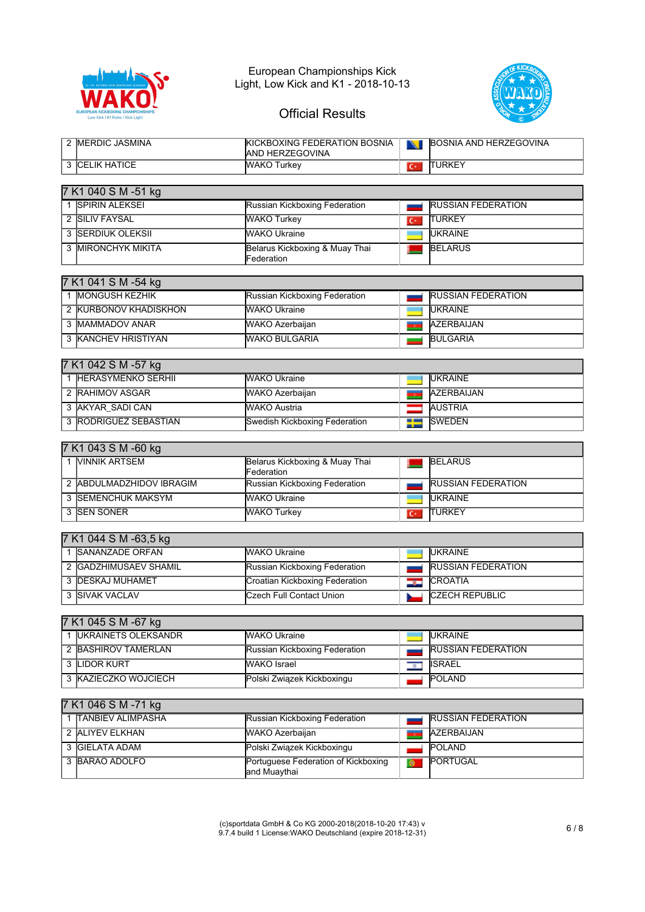European Championships Kick Light, Low Kick and K1 - 2018-10-13

## Official Results

| | | | |
|---|---|---|---|
| 2 | MERDIC JASMINA | KICKBOXING FEDERATION BOSNIA AND HERZEGOVINA | BOSNIA AND HERZEGOVINA |
| 3 | CELIK HATICE | WAKO Turkey | TURKEY |

### 7 K1 040 S M -51 kg

| | | | |
|---|---|---|---|
| 1 | SPIRIN ALEKSEI | Russian Kickboxing Federation | RUSSIAN FEDERATION |
| 2 | SILIV FAYSAL | WAKO Turkey | TURKEY |
| 3 | SERDIUK OLEKSII | WAKO Ukraine | UKRAINE |
| 3 | MIRONCHYK MIKITA | Belarus Kickboxing & Muay Thai Federation | BELARUS |

### 7 K1 041 S M -54 kg

| | | | |
|---|---|---|---|
| 1 | MONGUSH KEZHIK | Russian Kickboxing Federation | RUSSIAN FEDERATION |
| 2 | KURBONOV KHADISKHON | WAKO Ukraine | UKRAINE |
| 3 | MAMMADOV ANAR | WAKO Azerbaijan | AZERBAIJAN |
| 3 | KANCHEV HRISTIYAN | WAKO BULGARIA | BULGARIA |

### 7 K1 042 S M -57 kg

| | | | |
|---|---|---|---|
| 1 | HERASYMENKO SERHII | WAKO Ukraine | UKRAINE |
| 2 | RAHIMOV ASGAR | WAKO Azerbaijan | AZERBAIJAN |
| 3 | AKYAR_SADI CAN | WAKO Austria | AUSTRIA |
| 3 | RODRIGUEZ SEBASTIAN | Swedish Kickboxing Federation | SWEDEN |

### 7 K1 043 S M -60 kg

| | | | |
|---|---|---|---|
| 1 | VINNIK ARTSEM | Belarus Kickboxing & Muay Thai Federation | BELARUS |
| 2 | ABDULMADZHIDOV IBRAGIM | Russian Kickboxing Federation | RUSSIAN FEDERATION |
| 3 | SEMENCHUK MAKSYM | WAKO Ukraine | UKRAINE |
| 3 | SEN SONER | WAKO Turkey | TURKEY |

### 7 K1 044 S M -63,5 kg

| | | | |
|---|---|---|---|
| 1 | SANANZADE ORFAN | WAKO Ukraine | UKRAINE |
| 2 | GADZHIMUSAEV SHAMIL | Russian Kickboxing Federation | RUSSIAN FEDERATION |
| 3 | DESKAJ MUHAMET | Croatian Kickboxing Federation | CROATIA |
| 3 | SIVAK VACLAV | Czech Full Contact Union | CZECH REPUBLIC |

### 7 K1 045 S M -67 kg

| | | | |
|---|---|---|---|
| 1 | UKRAINETS OLEKSANDR | WAKO Ukraine | UKRAINE |
| 2 | BASHIROV TAMERLAN | Russian Kickboxing Federation | RUSSIAN FEDERATION |
| 3 | LIDOR KURT | WAKO Israel | ISRAEL |
| 3 | KAZIECZKO WOJCIECH | Polski Związek Kickboxingu | POLAND |

### 7 K1 046 S M -71 kg

| | | | |
|---|---|---|---|
| 1 | TANBIEV ALIMPASHA | Russian Kickboxing Federation | RUSSIAN FEDERATION |
| 2 | ALIYEV ELKHAN | WAKO Azerbaijan | AZERBAIJAN |
| 3 | GIELATA ADAM | Polski Związek Kickboxingu | POLAND |
| 3 | BARAO ADOLFO | Portuguese Federation of Kickboxing and Muaythai | PORTUGAL |

(c)sportdata GmbH & Co KG 2000-2018(2018-10-20 17:43) v 9.7.4 build 1 License:WAKO Deutschland (expire 2018-12-31)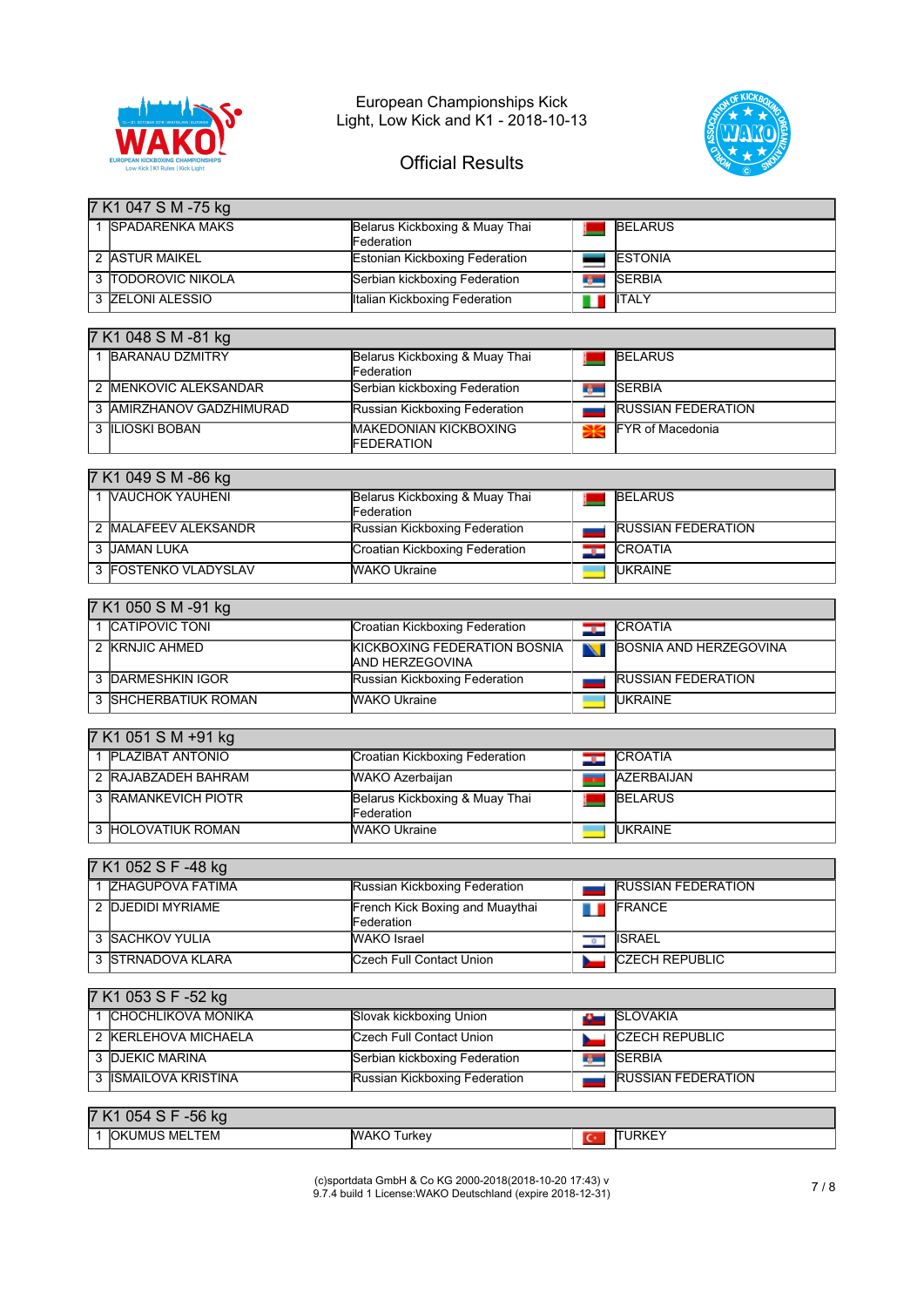European Championships Kick Light, Low Kick and K1 - 2018-10-13

Official Results

| 7 K1 047 S M -75 kg | | | |
|---|---|---|---|
| 1 | SPADARENKA MAKS | Belarus Kickboxing & Muay Thai Federation | BELARUS |
| 2 | ASTUR MAIKEL | Estonian Kickboxing Federation | ESTONIA |
| 3 | TODOROVIC NIKOLA | Serbian kickboxing Federation | SERBIA |
| 3 | ZELONI ALESSIO | Italian Kickboxing Federation | ITALY |

| 7 K1 048 S M -81 kg | | | |
|---|---|---|---|
| 1 | BARANAU DZMITRY | Belarus Kickboxing & Muay Thai Federation | BELARUS |
| 2 | MENKOVIC ALEKSANDAR | Serbian kickboxing Federation | SERBIA |
| 3 | AMIRZHANOV GADZHIMURAD | Russian Kickboxing Federation | RUSSIAN FEDERATION |
| 3 | ILIOSKI BOBAN | MAKEDONIAN KICKBOXING FEDERATION | FYR of Macedonia |

| 7 K1 049 S M -86 kg | | | |
|---|---|---|---|
| 1 | VAUCHOK YAUHENI | Belarus Kickboxing & Muay Thai Federation | BELARUS |
| 2 | MALAFEEV ALEKSANDR | Russian Kickboxing Federation | RUSSIAN FEDERATION |
| 3 | JAMAN LUKA | Croatian Kickboxing Federation | CROATIA |
| 3 | FOSTENKO VLADYSLAV | WAKO Ukraine | UKRAINE |

| 7 K1 050 S M -91 kg | | | |
|---|---|---|---|
| 1 | CATIPOVIC TONI | Croatian Kickboxing Federation | CROATIA |
| 2 | KRNJIC AHMED | KICKBOXING FEDERATION BOSNIA AND HERZEGOVINA | BOSNIA AND HERZEGOVINA |
| 3 | DARMESHKIN IGOR | Russian Kickboxing Federation | RUSSIAN FEDERATION |
| 3 | SHCHERBATIUK ROMAN | WAKO Ukraine | UKRAINE |

| 7 K1 051 S M +91 kg | | | |
|---|---|---|---|
| 1 | PLAZIBAT ANTONIO | Croatian Kickboxing Federation | CROATIA |
| 2 | RAJABZADEH BAHRAM | WAKO Azerbaijan | AZERBAIJAN |
| 3 | RAMANKEVICH PIOTR | Belarus Kickboxing & Muay Thai Federation | BELARUS |
| 3 | HOLOVATIUK ROMAN | WAKO Ukraine | UKRAINE |

| 7 K1 052 S F -48 kg | | | |
|---|---|---|---|
| 1 | ZHAGUPOVA FATIMA | Russian Kickboxing Federation | RUSSIAN FEDERATION |
| 2 | DJEDIDI MYRIAME | French Kick Boxing and Muaythai Federation | FRANCE |
| 3 | SACHKOV YULIA | WAKO Israel | ISRAEL |
| 3 | STRNADOVA KLARA | Czech Full Contact Union | CZECH REPUBLIC |

| 7 K1 053 S F -52 kg | | | |
|---|---|---|---|
| 1 | CHOCHLIKOVA MONIKA | Slovak kickboxing Union | SLOVAKIA |
| 2 | KERLEHOVA MICHAELA | Czech Full Contact Union | CZECH REPUBLIC |
| 3 | DJEKIC MARINA | Serbian kickboxing Federation | SERBIA |
| 3 | ISMAILOVA KRISTINA | Russian Kickboxing Federation | RUSSIAN FEDERATION |

| 7 K1 054 S F -56 kg | | | |
|---|---|---|---|
| 1 | OKUMUS MELTEM | WAKO Turkey | TURKEY |

(c)sportdata GmbH & Co KG 2000-2018(2018-10-20 17:43) v 9.7.4 build 1 License:WAKO Deutschland (expire 2018-12-31)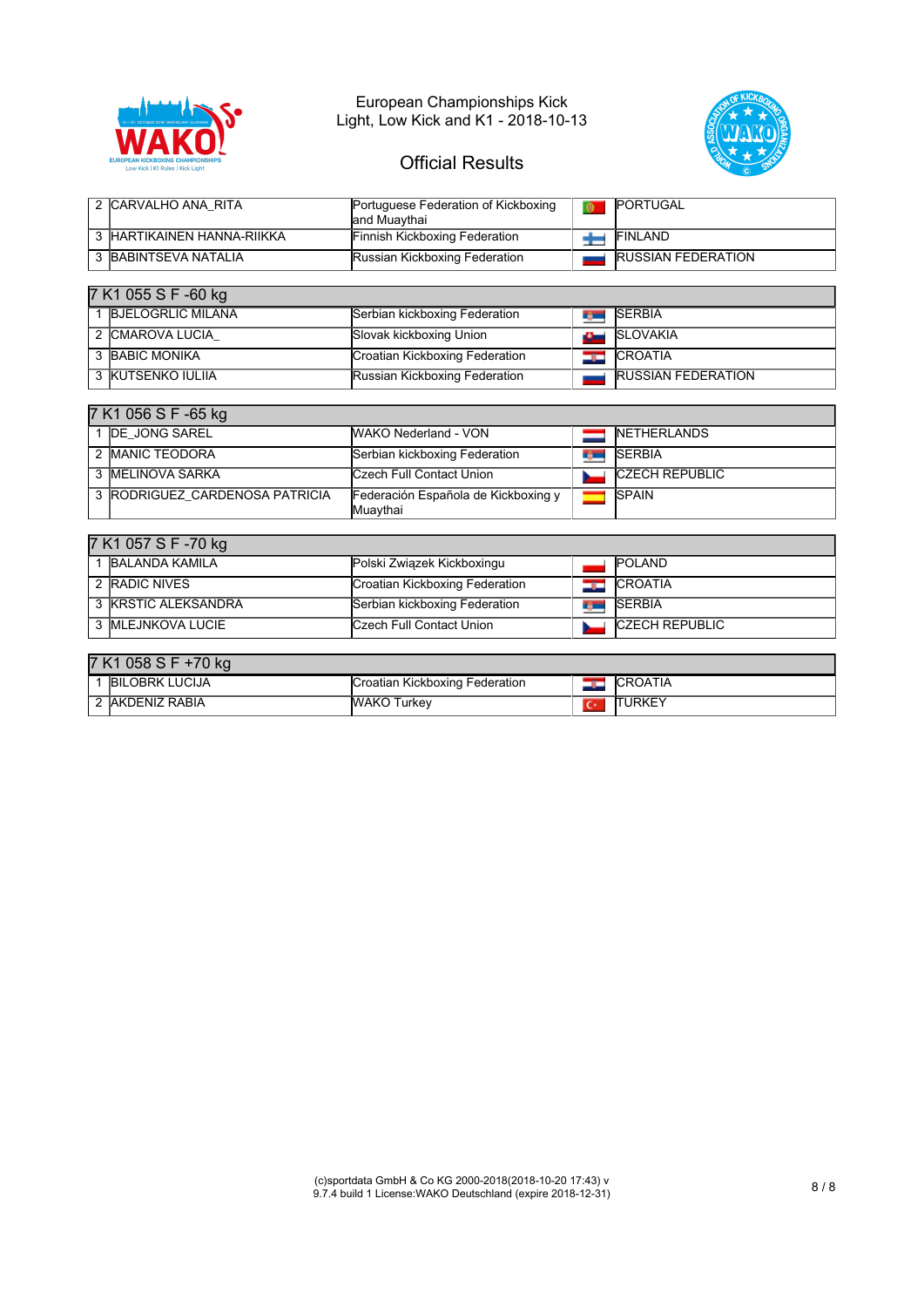European Championships Kick Light, Low Kick and K1 - 2018-10-13

Official Results

| | | | |
|---|---|---|---|
| 2 | CARVALHO ANA_RITA | Portuguese Federation of Kickboxing and Muaythai | PORTUGAL |
| 3 | HARTIKAINEN HANNA-RIIKKA | Finnish Kickboxing Federation | FINLAND |
| 3 | BABINTSEVA NATALIA | Russian Kickboxing Federation | RUSSIAN FEDERATION |

## 7 K1 055 S F -60 kg

| | | | |
|---|---|---|---|
| 1 | BJELOGRLIC MILANA | Serbian kickboxing Federation | SERBIA |
| 2 | CMAROVA LUCIA_ | Slovak kickboxing Union | SLOVAKIA |
| 3 | BABIC MONIKA | Croatian Kickboxing Federation | CROATIA |
| 3 | KUTSENKO IULIIA | Russian Kickboxing Federation | RUSSIAN FEDERATION |

## 7 K1 056 S F -65 kg

| | | | |
|---|---|---|---|
| 1 | DE_JONG SAREL | WAKO Nederland - VON | NETHERLANDS |
| 2 | MANIC TEODORA | Serbian kickboxing Federation | SERBIA |
| 3 | MELINOVA SARKA | Czech Full Contact Union | CZECH REPUBLIC |
| 3 | RODRIGUEZ_CARDENOSA PATRICIA | Federación Española de Kickboxing y Muaythai | SPAIN |

## 7 K1 057 S F -70 kg

| | | | |
|---|---|---|---|
| 1 | BALANDA KAMILA | Polski Związek Kickboxingu | POLAND |
| 2 | RADIC NIVES | Croatian Kickboxing Federation | CROATIA |
| 3 | KRSTIC ALEKSANDRA | Serbian kickboxing Federation | SERBIA |
| 3 | MLEJNKOVA LUCIE | Czech Full Contact Union | CZECH REPUBLIC |

## 7 K1 058 S F +70 kg

| | | | |
|---|---|---|---|
| 1 | BILOBRK LUCIJA | Croatian Kickboxing Federation | CROATIA |
| 2 | AKDENIZ RABIA | WAKO Turkey | TURKEY |

(c)sportdata GmbH & Co KG 2000-2018(2018-10-20 17:43) v 9.7.4 build 1 License:WAKO Deutschland (expire 2018-12-31)